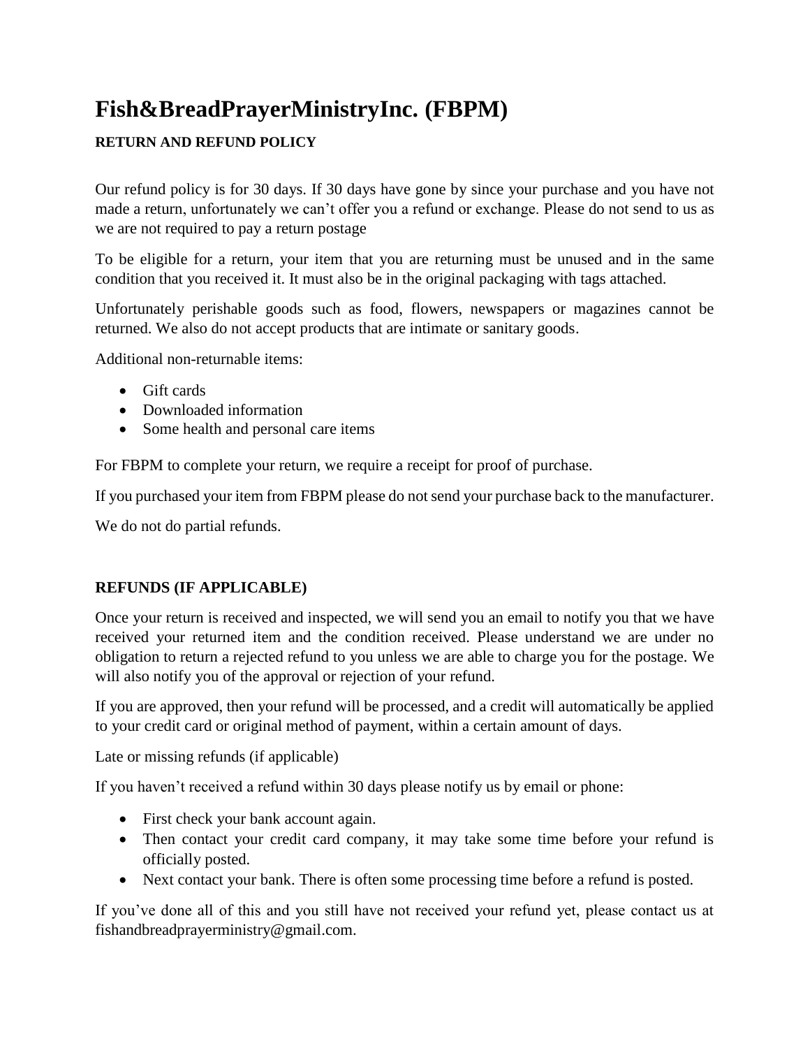# Fish&BreadPrayerMinistryInc. (FBPM)

**RETURN AND REFUND POLICY**

Our refund policy is for 30 days. If 30 days have gone by since your purchase and you have not made a return, unfortunately we can't offer you a refund or exchange. Please do not send to us as we are not required to pay a return postage

To be eligible for a return, your item that you are returning must be unused and in the same condition that you received it. It must also be in the original packaging with tags attached.

Unfortunately perishable goods such as food, flowers, newspapers or magazines cannot be returned. We also do not accept products that are intimate or sanitary goods.

Additional non-returnable items:

- Gift cards
- Downloaded information
- Some health and personal care items

For FBPM to complete your return, we require a receipt for proof of purchase.

If you purchased your item from FBPM please do not send your purchase back to the manufacturer.

We do not do partial refunds.

**REFUNDS (IF APPLICABLE)**

Once your return is received and inspected, we will send you an email to notify you that we have received your returned item and the condition received. Please understand we are under no obligation to return a rejected refund to you unless we are able to charge you for the postage. We will also notify you of the approval or rejection of your refund.

If you are approved, then your refund will be processed, and a credit will automatically be applied to your credit card or original method of payment, within a certain amount of days.

Late or missing refunds (if applicable)

If you haven't received a refund within 30 days please notify us by email or phone:

- First check your bank account again.
- Then contact your credit card company, it may take some time before your refund is officially posted.
- Next contact your bank. There is often some processing time before a refund is posted.

If you've done all of this and you still have not received your refund yet, please contact us at fishandbreadprayerministry@gmail.com.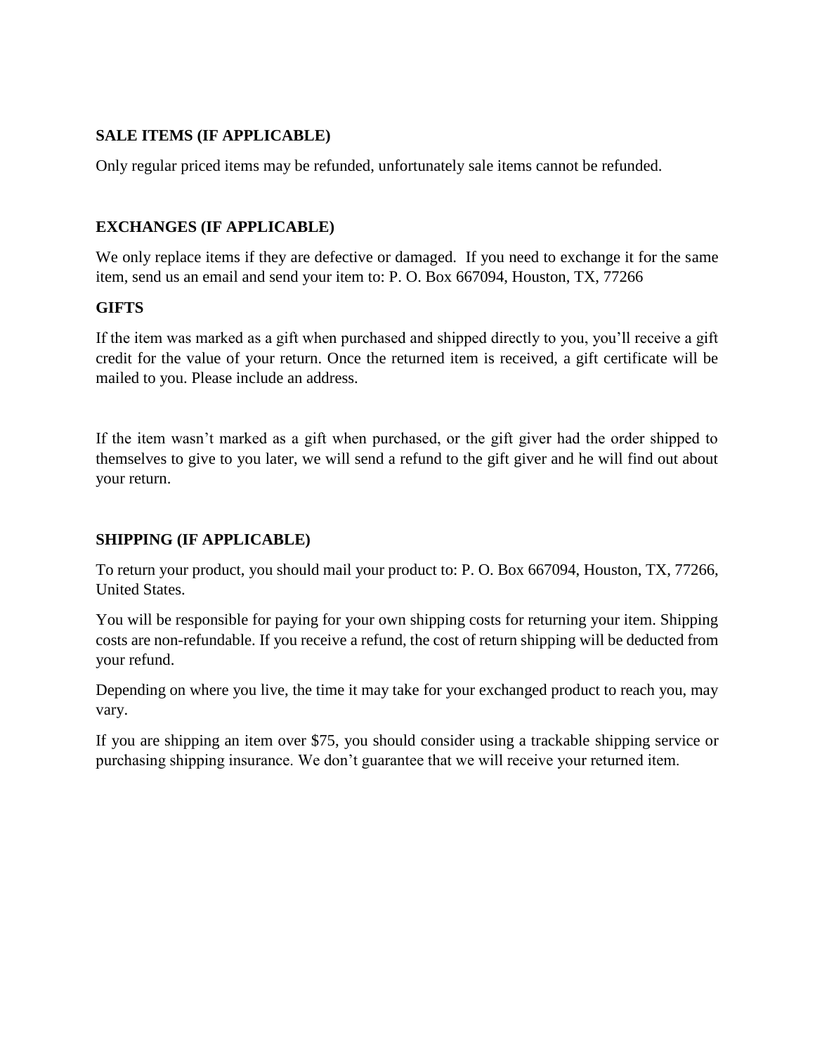**SALE ITEMS (IF APPLICABLE)**

Only regular priced items may be refunded, unfortunately sale items cannot be refunded.

**EXCHANGES (IF APPLICABLE)**

We only replace items if they are defective or damaged. If you need to exchange it for the same item, send us an email and send your item to: P. O. Box 667094, Houston, TX, 77266

**GIFTS**

If the item was marked as a gift when purchased and shipped directly to you, you'll receive a gift credit for the value of your return. Once the returned item is received, a gift certificate will be mailed to you. Please include an address.

If the item wasn't marked as a gift when purchased, or the gift giver had the order shipped to themselves to give to you later, we will send a refund to the gift giver and he will find out about your return.

**SHIPPING (IF APPLICABLE)**

To return your product, you should mail your product to: P. O. Box 667094, Houston, TX, 77266, United States.

You will be responsible for paying for your own shipping costs for returning your item. Shipping costs are non-refundable. If you receive a refund, the cost of return shipping will be deducted from your refund.

Depending on where you live, the time it may take for your exchanged product to reach you, may vary.

If you are shipping an item over $75, you should consider using a trackable shipping service or purchasing shipping insurance. We don't guarantee that we will receive your returned item.